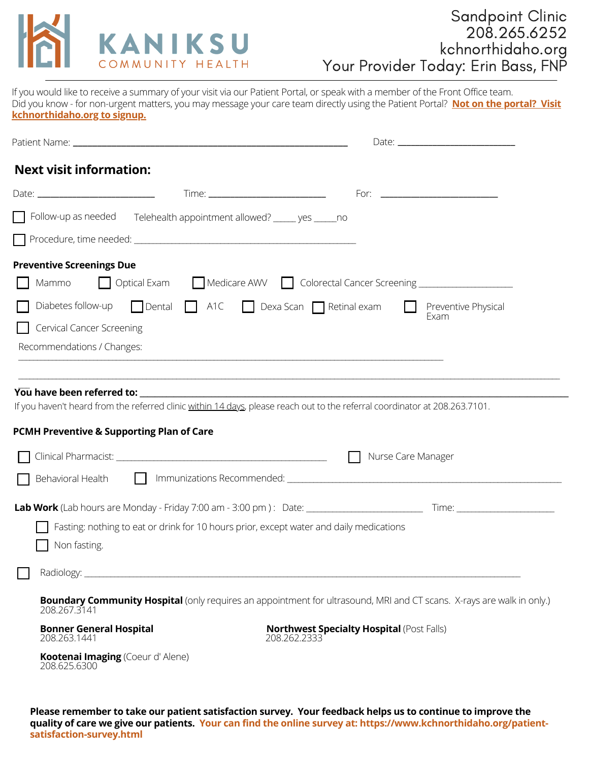KANIKSU COMMUNITY HEALTH

Sandpoint Clinic
208.265.6252
kchnorthidaho.org
Your Provider Today: Erin Bass, FNP

If you would like to receive a summary of your visit via our Patient Portal, or speak with a member of the Front Office team.
Did you know - for non-urgent matters, you may message your care team directly using the Patient Portal? **Not on the portal? Visit kchnorthidaho.org to signup.**

Patient Name: ______________________________ Date: ______________

## Next visit information:

Date: ______________ Time: ______________ For: ______________

☐ Follow-up as needed    Telehealth appointment allowed? _____ yes _____no

☐ Procedure, time needed: ______________________________

**Preventive Screenings Due**

☐ Mammo ☐ Optical Exam ☐ Medicare AWV ☐ Colorectal Cancer Screening ______________

☐ Diabetes follow-up ☐ Dental ☐ A1C ☐ Dexa Scan ☐ Retinal exam ☐ Preventive Physical Exam

☐ Cervical Cancer Screening

Recommendations / Changes:

______________________________

______________________________

**You have been referred to:** ______________________________

If you haven't heard from the referred clinic within 14 days, please reach out to the referral coordinator at 208.263.7101.

**PCMH Preventive & Supporting Plan of Care**

☐ Clinical Pharmacist: ______________________________ ☐ Nurse Care Manager

☐ Behavioral Health ☐ Immunizations Recommended: ______________________________

**Lab Work** (Lab hours are Monday - Friday 7:00 am - 3:00 pm ): Date: ______________ Time: ______________

☐ Fasting: nothing to eat or drink for 10 hours prior, except water and daily medications

☐ Non fasting.

☐ Radiology: ______________________________

**Boundary Community Hospital** (only requires an appointment for ultrasound, MRI and CT scans. X-rays are walk in only.)
208.267.3141

**Bonner General Hospital**
208.263.1441

**Northwest Specialty Hospital** (Post Falls)
208.262.2333

**Kootenai Imaging** (Coeur d' Alene)
208.625.6300

**Please remember to take our patient satisfaction survey. Your feedback helps us to continue to improve the quality of care we give our patients. Your can find the online survey at: https://www.kchnorthidaho.org/patient-satisfaction-survey.html**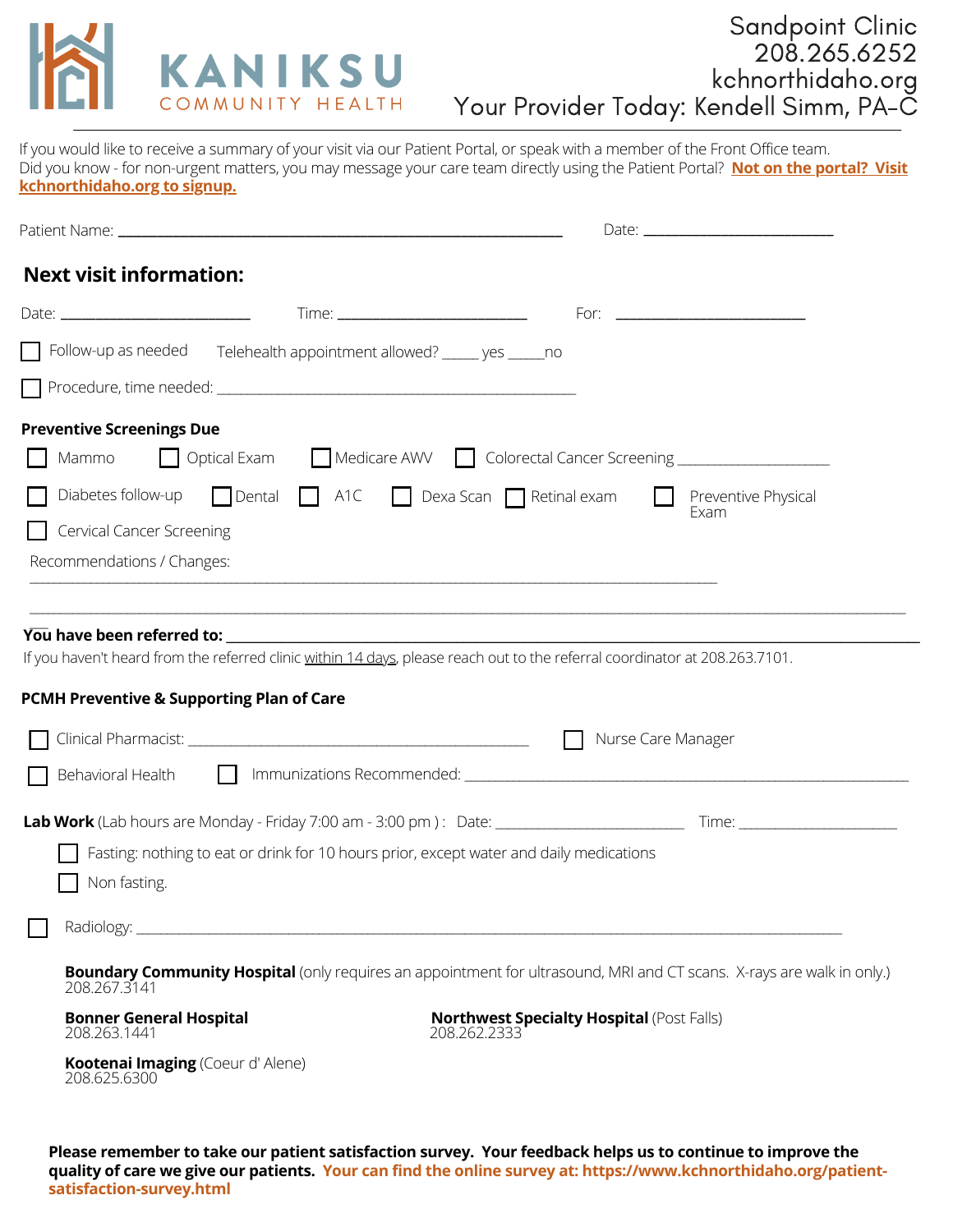KANIKSU COMMUNITY HEALTH

Sandpoint Clinic
208.265.6252
kchnorthidaho.org
Your Provider Today: Kendell Simm, PA-C

If you would like to receive a summary of your visit via our Patient Portal, or speak with a member of the Front Office team.
Did you know - for non-urgent matters, you may message your care team directly using the Patient Portal? **Not on the portal? Visit kchnorthidaho.org to signup.**

Patient Name: ______________________________ Date: ______________

## Next visit information:

Date: ______________ Time: ______________ For: ______________

☐ Follow-up as needed    Telehealth appointment allowed? _____ yes _____no

☐ Procedure, time needed: ______________________________

**Preventive Screenings Due**

☐ Mammo  ☐ Optical Exam  ☐ Medicare AWV  ☐ Colorectal Cancer Screening ______________

☐ Diabetes follow-up  ☐ Dental  ☐ A1C  ☐ Dexa Scan  ☐ Retinal exam  ☐ Preventive Physical Exam

☐ Cervical Cancer Screening

Recommendations / Changes:

______________________________________________________________

______________________________________________________________

**You have been referred to:** ______________________________

If you haven't heard from the referred clinic within 14 days, please reach out to the referral coordinator at 208.263.7101.

**PCMH Preventive & Supporting Plan of Care**

☐ Clinical Pharmacist: ______________________________  ☐ Nurse Care Manager

☐ Behavioral Health  ☐ Immunizations Recommended: ______________________________

**Lab Work** (Lab hours are Monday - Friday 7:00 am - 3:00 pm ) : Date: ______________ Time: ______________

☐ Fasting: nothing to eat or drink for 10 hours prior, except water and daily medications

☐ Non fasting.

☐ Radiology: ______________________________________________________________

**Boundary Community Hospital** (only requires an appointment for ultrasound, MRI and CT scans. X-rays are walk in only.)
208.267.3141

**Bonner General Hospital**
208.263.1441

**Northwest Specialty Hospital** (Post Falls)
208.262.2333

**Kootenai Imaging** (Coeur d' Alene)
208.625.6300

**Please remember to take our patient satisfaction survey. Your feedback helps us to continue to improve the quality of care we give our patients. Your can find the online survey at: https://www.kchnorthidaho.org/patient-satisfaction-survey.html**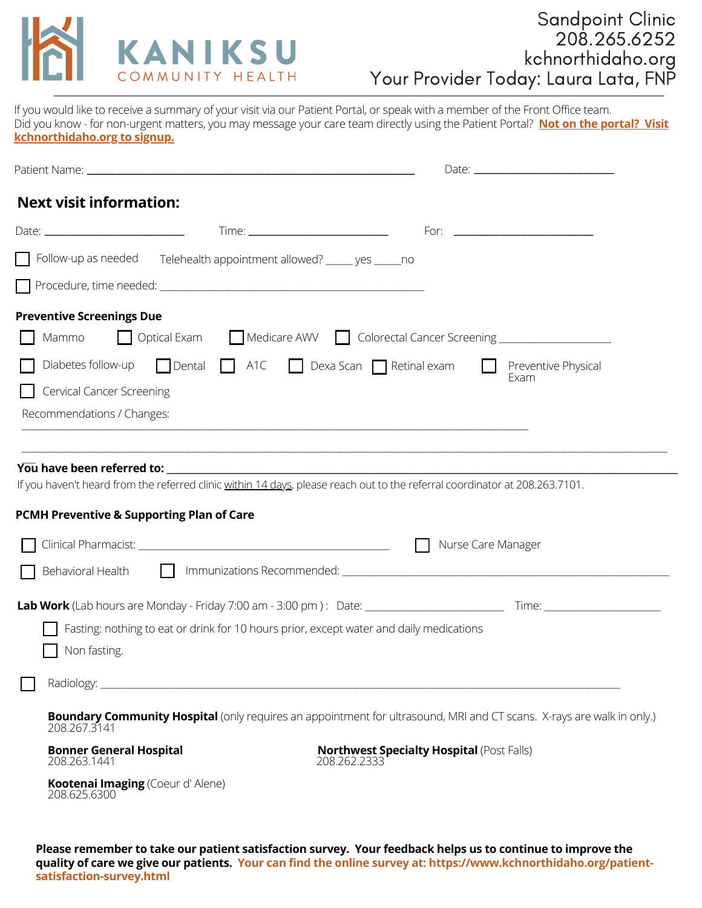KANIKSU COMMUNITY HEALTH

Sandpoint Clinic
208.265.6252
kchnorthidaho.org
Your Provider Today: Laura Lata, FNP

If you would like to receive a summary of your visit via our Patient Portal, or speak with a member of the Front Office team.
Did you know - for non-urgent matters, you may message your care team directly using the Patient Portal? **Not on the portal? Visit kchnorthidaho.org to signup.**

Patient Name: ______________________________ Date: ______________

## Next visit information:

Date: ______________ Time: ______________ For: ______________

☐ Follow-up as needed Telehealth appointment allowed? _____ yes _____no

☐ Procedure, time needed: ______________________________

**Preventive Screenings Due**

☐ Mammo ☐ Optical Exam ☐ Medicare AWV ☐ Colorectal Cancer Screening ______________

☐ Diabetes follow-up ☐ Dental ☐ A1C ☐ Dexa Scan ☐ Retinal exam ☐ Preventive Physical Exam

☐ Cervical Cancer Screening

Recommendations / Changes:
______________________________________________________________
______________________________________________________________

**You have been referred to:** ______________________________
If you haven't heard from the referred clinic within 14 days, please reach out to the referral coordinator at 208.263.7101.

**PCMH Preventive & Supporting Plan of Care**

☐ Clinical Pharmacist: ______________________________ ☐ Nurse Care Manager

☐ Behavioral Health ☐ Immunizations Recommended: ______________________________

**Lab Work** (Lab hours are Monday - Friday 7:00 am - 3:00 pm ) : Date: ______________ Time: ______________

☐ Fasting: nothing to eat or drink for 10 hours prior, except water and daily medications

☐ Non fasting.

☐ Radiology: ______________________________________________________________

**Boundary Community Hospital** (only requires an appointment for ultrasound, MRI and CT scans. X-rays are walk in only.)
208.267.3141

**Bonner General Hospital**
208.263.1441

**Northwest Specialty Hospital** (Post Falls)
208.262.2333

**Kootenai Imaging** (Coeur d' Alene)
208.625.6300

**Please remember to take our patient satisfaction survey. Your feedback helps us to continue to improve the quality of care we give our patients. Your can find the online survey at: https://www.kchnorthidaho.org/patient-satisfaction-survey.html**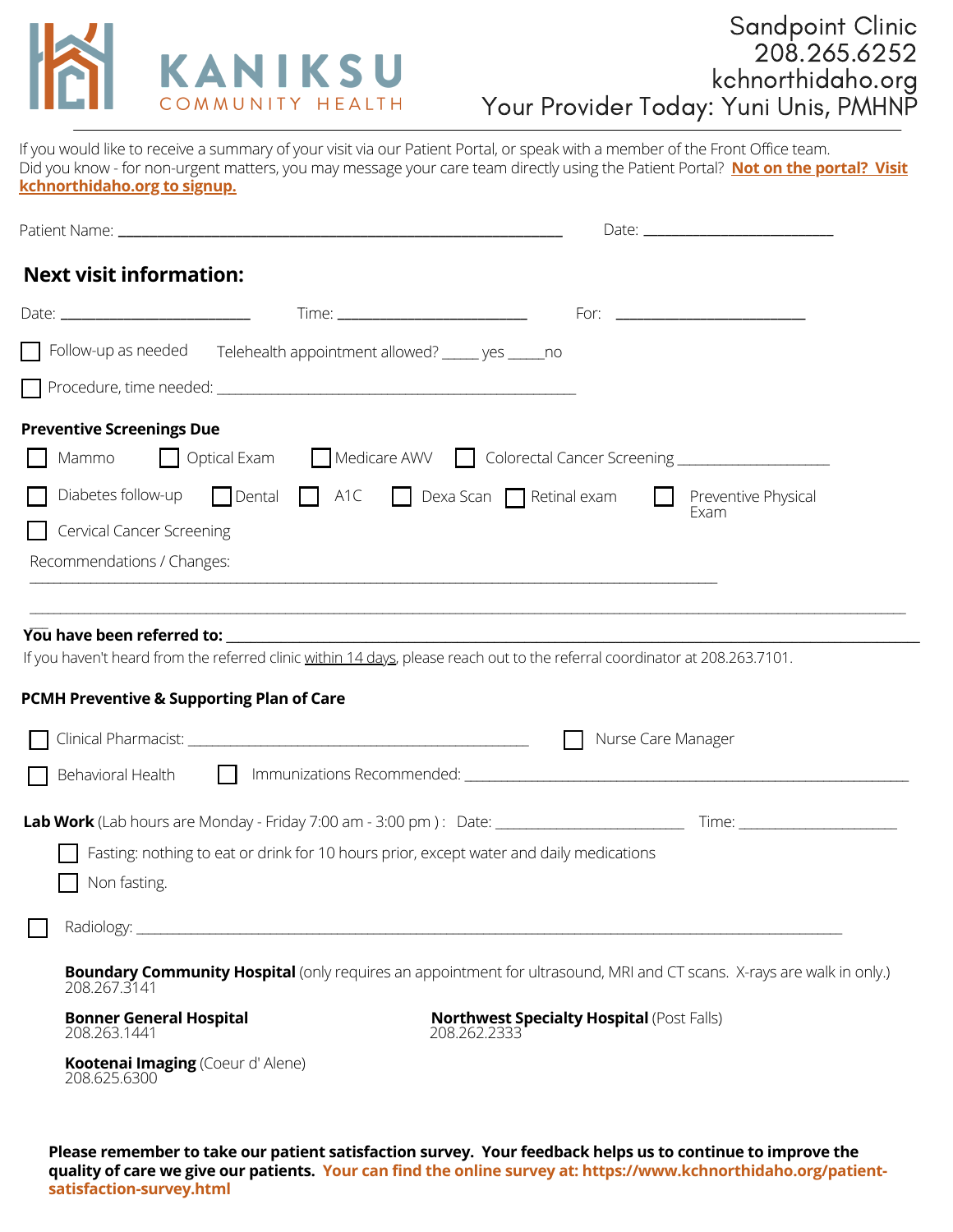# KANIKSU COMMUNITY HEALTH

Sandpoint Clinic
208.265.6252
kchnorthidaho.org
Your Provider Today: Yuni Unis, PMHNP

---

If you would like to receive a summary of your visit via our Patient Portal, or speak with a member of the Front Office team.
Did you know - for non-urgent matters, you may message your care team directly using the Patient Portal? **Not on the portal? Visit kchnorthidaho.org to signup.**

Patient Name: ______________________________ Date: ______________

## Next visit information:

Date: ______________ Time: ______________ For: ______________

☐ Follow-up as needed   Telehealth appointment allowed? _____ yes _____no

☐ Procedure, time needed: ______________________________

**Preventive Screenings Due**

☐ Mammo ☐ Optical Exam ☐ Medicare AWV ☐ Colorectal Cancer Screening ______________

☐ Diabetes follow-up ☐ Dental ☐ A1C ☐ Dexa Scan ☐ Retinal exam ☐ Preventive Physical Exam

☐ Cervical Cancer Screening

Recommendations / Changes:

______________________________________________________________

______________________________________________________________

**You have been referred to:** ______________________________________________

If you haven't heard from the referred clinic within 14 days, please reach out to the referral coordinator at 208.263.7101.

**PCMH Preventive & Supporting Plan of Care**

☐ Clinical Pharmacist: ______________________________ ☐ Nurse Care Manager

☐ Behavioral Health ☐ Immunizations Recommended: ______________________________

**Lab Work** (Lab hours are Monday - Friday 7:00 am - 3:00 pm ) : Date: ______________ Time: ______________

☐ Fasting: nothing to eat or drink for 10 hours prior, except water and daily medications

☐ Non fasting.

☐ Radiology: ______________________________________________

**Boundary Community Hospital** (only requires an appointment for ultrasound, MRI and CT scans. X-rays are walk in only.)
208.267.3141

**Bonner General Hospital**
208.263.1441

**Northwest Specialty Hospital** (Post Falls)
208.262.2333

**Kootenai Imaging** (Coeur d' Alene)
208.625.6300

**Please remember to take our patient satisfaction survey. Your feedback helps us to continue to improve the quality of care we give our patients. Your can find the online survey at: https://www.kchnorthidaho.org/patient-satisfaction-survey.html**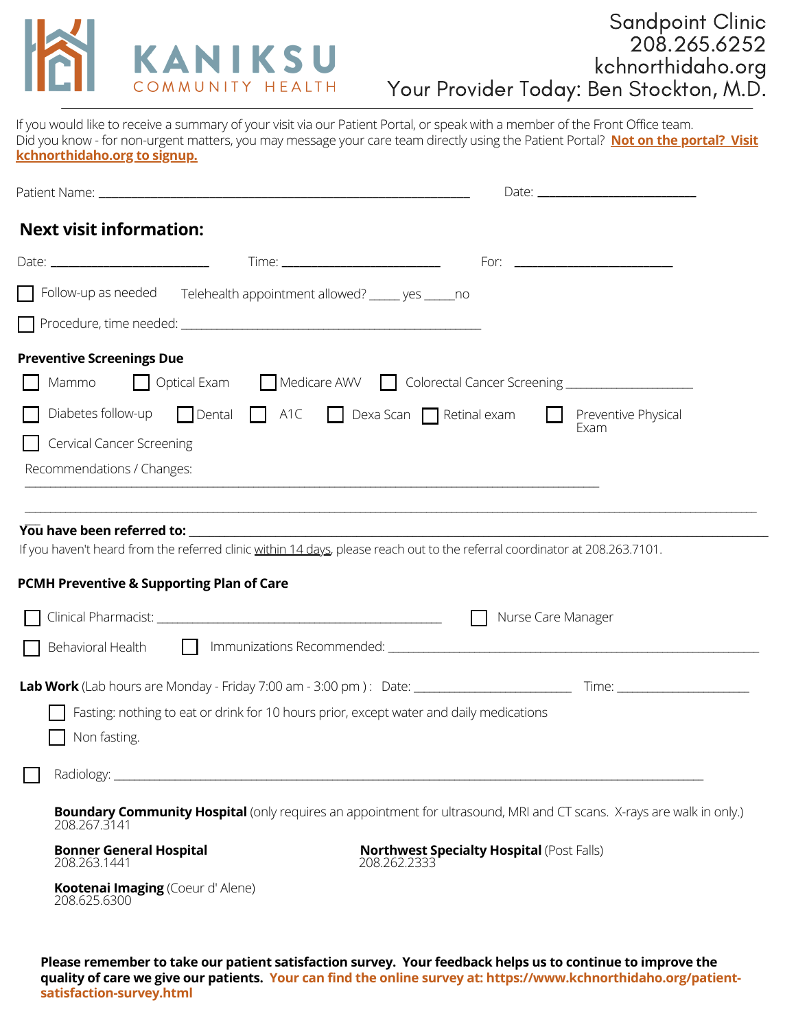KANIKSU COMMUNITY HEALTH

Sandpoint Clinic
208.265.6252
kchnorthidaho.org
Your Provider Today: Ben Stockton, M.D.

If you would like to receive a summary of your visit via our Patient Portal, or speak with a member of the Front Office team.
Did you know - for non-urgent matters, you may message your care team directly using the Patient Portal? **Not on the portal? Visit kchnorthidaho.org to signup.**

Patient Name: ______________________________ Date: ______________

## Next visit information:

Date: ______________ Time: ______________ For: ______________

☐ Follow-up as needed Telehealth appointment allowed? _____ yes _____no

☐ Procedure, time needed: ______________________________

**Preventive Screenings Due**

☐ Mammo ☐ Optical Exam ☐ Medicare AWV ☐ Colorectal Cancer Screening ______________

☐ Diabetes follow-up ☐ Dental ☐ A1C ☐ Dexa Scan ☐ Retinal exam ☐ Preventive Physical Exam

☐ Cervical Cancer Screening

Recommendations / Changes:

______________________________________________________________

______________________________________________________________

**You have been referred to:** ______________________________________________

If you haven't heard from the referred clinic within 14 days, please reach out to the referral coordinator at 208.263.7101.

**PCMH Preventive & Supporting Plan of Care**

☐ Clinical Pharmacist: ______________________________ ☐ Nurse Care Manager

☐ Behavioral Health ☐ Immunizations Recommended: ______________________________

**Lab Work** (Lab hours are Monday - Friday 7:00 am - 3:00 pm ) : Date: ______________ Time: ______________

☐ Fasting: nothing to eat or drink for 10 hours prior, except water and daily medications

☐ Non fasting.

☐ Radiology: ______________________________________________

**Boundary Community Hospital** (only requires an appointment for ultrasound, MRI and CT scans. X-rays are walk in only.)
208.267.3141

**Bonner General Hospital**
208.263.1441

**Northwest Specialty Hospital** (Post Falls)
208.262.2333

**Kootenai Imaging** (Coeur d' Alene)
208.625.6300

**Please remember to take our patient satisfaction survey. Your feedback helps us to continue to improve the quality of care we give our patients. Your can find the online survey at: https://www.kchnorthidaho.org/patient-satisfaction-survey.html**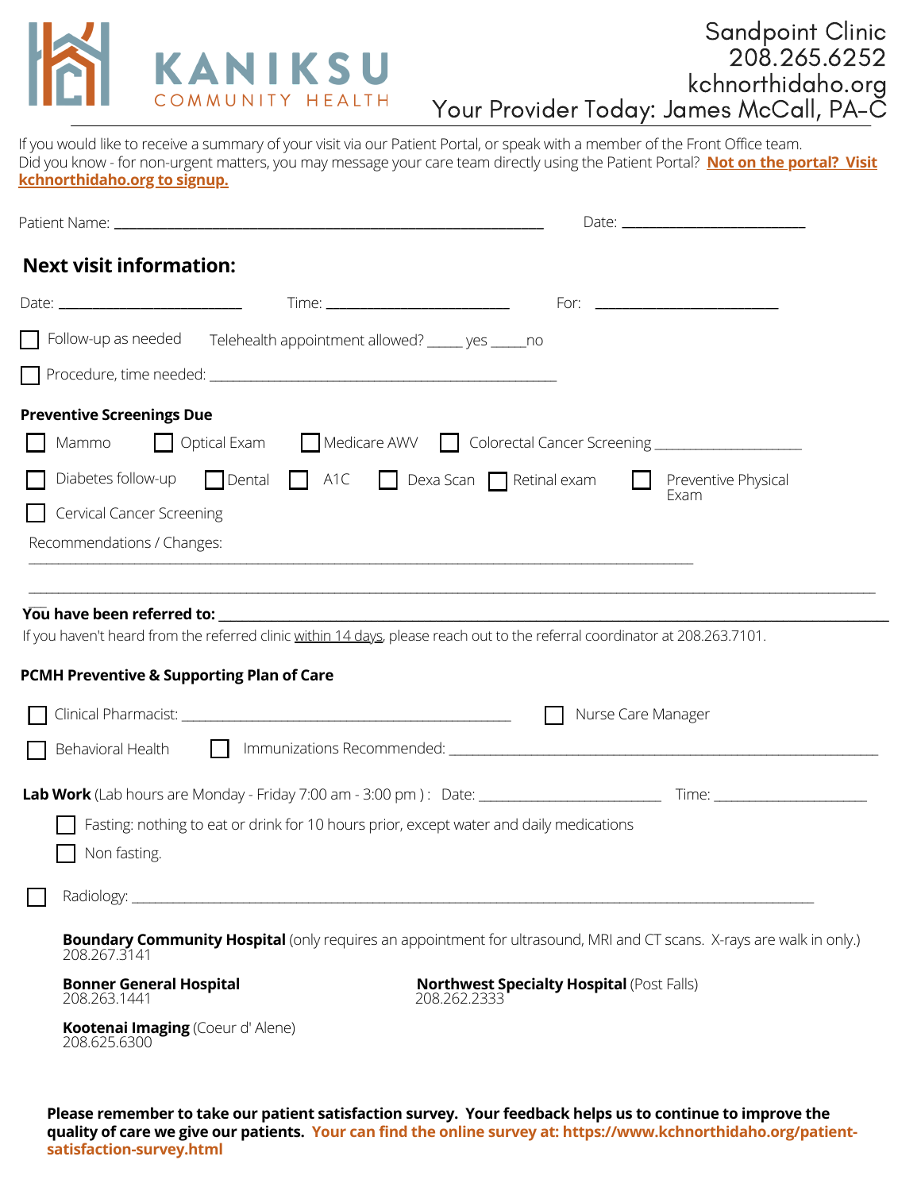KANIKSU
COMMUNITY HEALTH

Sandpoint Clinic
208.265.6252
kchnorthidaho.org
Your Provider Today: James McCall, PA-C

If you would like to receive a summary of your visit via our Patient Portal, or speak with a member of the Front Office team.
Did you know - for non-urgent matters, you may message your care team directly using the Patient Portal? **Not on the portal? Visit kchnorthidaho.org to signup.**

Patient Name: ______________________________ Date: ______________

## Next visit information:

Date: ______________ Time: ______________ For: ______________

☐ Follow-up as needed  Telehealth appointment allowed? _____ yes _____no

☐ Procedure, time needed: ______________________________

**Preventive Screenings Due**

☐ Mammo ☐ Optical Exam ☐ Medicare AWV ☐ Colorectal Cancer Screening ______________

☐ Diabetes follow-up ☐ Dental ☐ A1C ☐ Dexa Scan ☐ Retinal exam ☐ Preventive Physical Exam

☐ Cervical Cancer Screening

Recommendations / Changes:

______________________________________________________________

______________________________________________________________

**You have been referred to:** ______________________________________________

If you haven't heard from the referred clinic within 14 days, please reach out to the referral coordinator at 208.263.7101.

**PCMH Preventive & Supporting Plan of Care**

☐ Clinical Pharmacist: ______________________________ ☐ Nurse Care Manager

☐ Behavioral Health ☐ Immunizations Recommended: ______________________________

**Lab Work** (Lab hours are Monday - Friday 7:00 am - 3:00 pm ) : Date: ______________ Time: ______________

☐ Fasting: nothing to eat or drink for 10 hours prior, except water and daily medications

☐ Non fasting.

☐ Radiology: ______________________________________________

**Boundary Community Hospital** (only requires an appointment for ultrasound, MRI and CT scans. X-rays are walk in only.)
208.267.3141

**Bonner General Hospital**
208.263.1441

**Northwest Specialty Hospital** (Post Falls)
208.262.2333

**Kootenai Imaging** (Coeur d' Alene)
208.625.6300

**Please remember to take our patient satisfaction survey. Your feedback helps us to continue to improve the quality of care we give our patients. Your can find the online survey at: https://www.kchnorthidaho.org/patient-satisfaction-survey.html**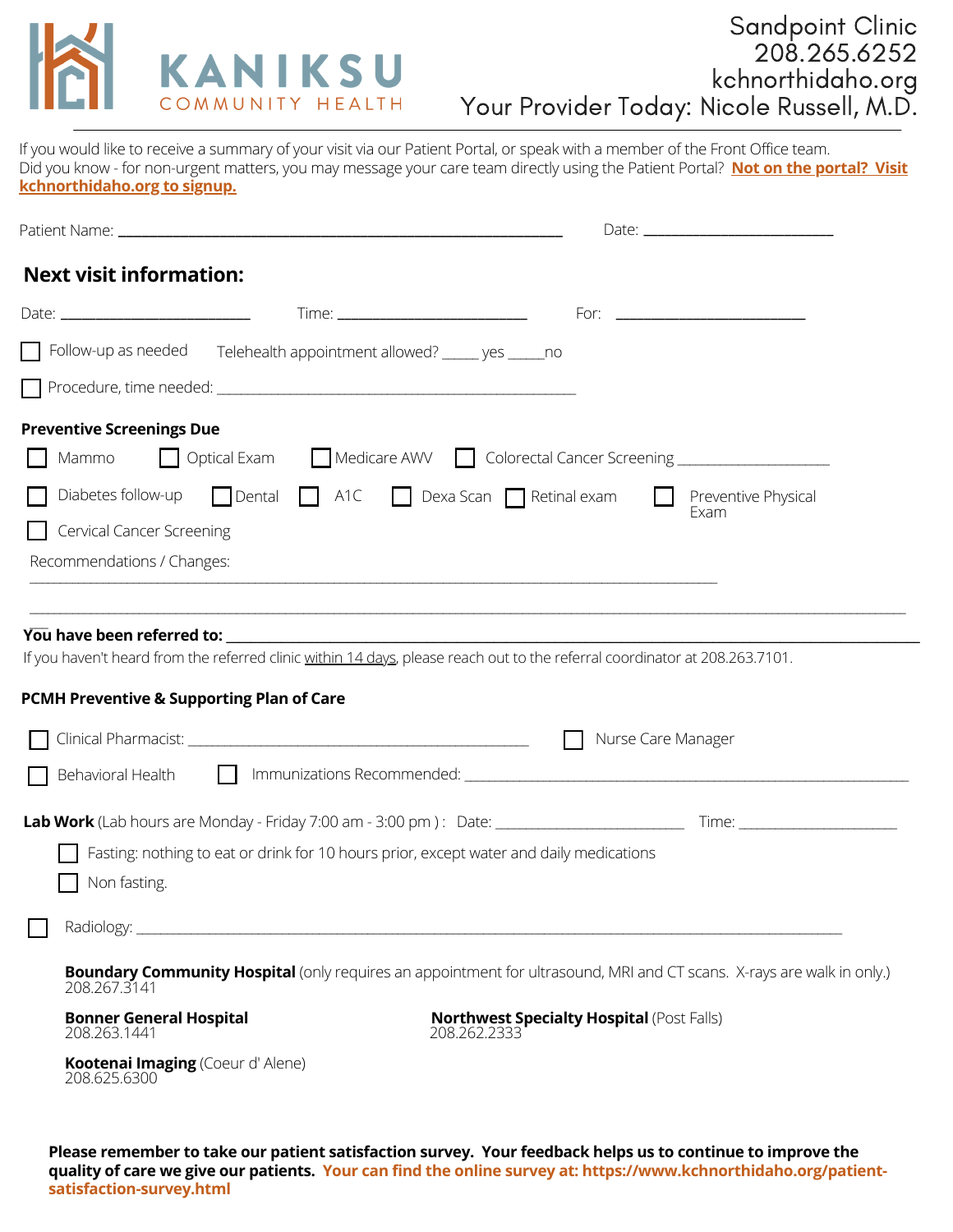KANIKSU COMMUNITY HEALTH

Sandpoint Clinic
208.265.6252
kchnorthidaho.org
Your Provider Today: Nicole Russell, M.D.

If you would like to receive a summary of your visit via our Patient Portal, or speak with a member of the Front Office team.
Did you know - for non-urgent matters, you may message your care team directly using the Patient Portal? **Not on the portal? Visit kchnorthidaho.org to signup.**

Patient Name: ______________________________ Date: ______________

## Next visit information:

Date: ______________ Time: ______________ For: ______________

☐ Follow-up as needed   Telehealth appointment allowed? _____ yes _____no

☐ Procedure, time needed: ______________________________

**Preventive Screenings Due**

☐ Mammo ☐ Optical Exam ☐ Medicare AWV ☐ Colorectal Cancer Screening ______________

☐ Diabetes follow-up ☐ Dental ☐ A1C ☐ Dexa Scan ☐ Retinal exam ☐ Preventive Physical Exam

☐ Cervical Cancer Screening

Recommendations / Changes:
______________________________________________

______________________________________________

**You have been referred to:** ______________________________________________

If you haven't heard from the referred clinic within 14 days, please reach out to the referral coordinator at 208.263.7101.

**PCMH Preventive & Supporting Plan of Care**

☐ Clinical Pharmacist: ______________________ ☐ Nurse Care Manager

☐ Behavioral Health ☐ Immunizations Recommended: ______________________

**Lab Work** (Lab hours are Monday - Friday 7:00 am - 3:00 pm ) : Date: ______________ Time: ______________

☐ Fasting: nothing to eat or drink for 10 hours prior, except water and daily medications

☐ Non fasting.

☐ Radiology: ______________________________________________

**Boundary Community Hospital** (only requires an appointment for ultrasound, MRI and CT scans. X-rays are walk in only.)
208.267.3141

**Bonner General Hospital**
208.263.1441

**Northwest Specialty Hospital** (Post Falls)
208.262.2333

**Kootenai Imaging** (Coeur d' Alene)
208.625.6300

**Please remember to take our patient satisfaction survey. Your feedback helps us to continue to improve the quality of care we give our patients. Your can find the online survey at: https://www.kchnorthidaho.org/patient-satisfaction-survey.html**